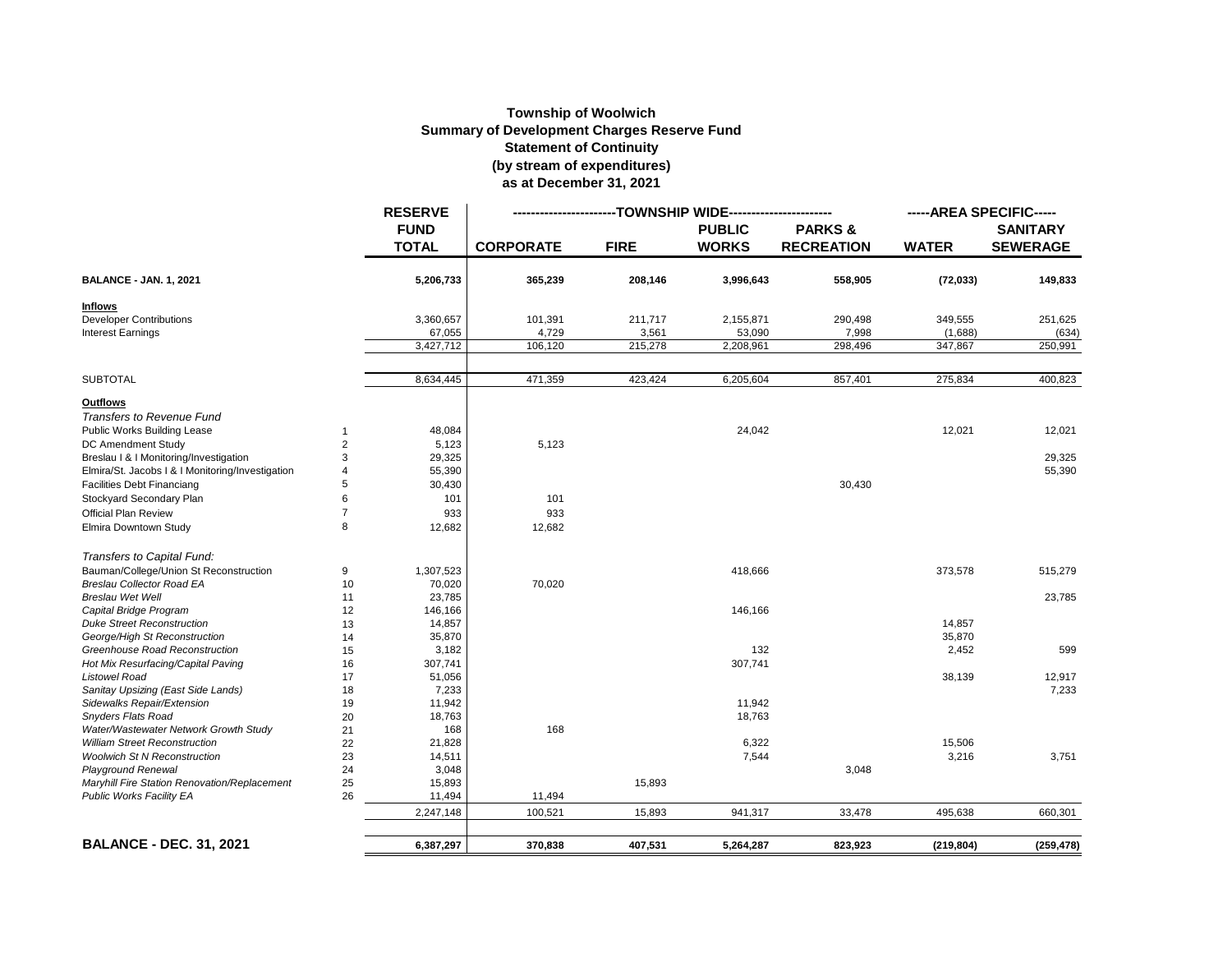**Township of Woolwich**
**Summary of Development Charges Reserve Fund**
**Statement of Continuity**
**(by stream of expenditures)**
**as at December 31, 2021**

| | | RESERVE FUND TOTAL | TOWNSHIP WIDE | | | | AREA SPECIFIC | |
|---|---|---|---|---|---|---|---|---|
| | | | CORPORATE | FIRE | PUBLIC WORKS | PARKS & RECREATION | WATER | SANITARY SEWERAGE |
| **BALANCE - JAN. 1, 2021** | | **5,206,733** | **365,239** | **208,146** | **3,996,643** | **558,905** | **(72,033)** | **149,833** |
| **Inflows** | | | | | | | | |
| Developer Contributions | | 3,360,657 | 101,391 | 211,717 | 2,155,871 | 290,498 | 349,555 | 251,625 |
| Interest Earnings | | 67,055 | 4,729 | 3,561 | 53,090 | 7,998 | (1,688) | (634) |
| | | 3,427,712 | 106,120 | 215,278 | 2,208,961 | 298,496 | 347,867 | 250,991 |
| SUBTOTAL | | 8,634,445 | 471,359 | 423,424 | 6,205,604 | 857,401 | 275,834 | 400,823 |
| **Outflows** | | | | | | | | |
| *Transfers to Revenue Fund* | | | | | | | | |
| Public Works Building Lease | 1 | 48,084 | | | 24,042 | | 12,021 | 12,021 |
| DC Amendment Study | 2 | 5,123 | 5,123 | | | | | |
| Breslau I & I Monitoring/Investigation | 3 | 29,325 | | | | | | 29,325 |
| Elmira/St. Jacobs I & I Monitoring/Investigation | 4 | 55,390 | | | | | | 55,390 |
| Facilities Debt Financiang | 5 | 30,430 | | | | 30,430 | | |
| Stockyard Secondary Plan | 6 | 101 | 101 | | | | | |
| Official Plan Review | 7 | 933 | 933 | | | | | |
| Elmira Downtown Study | 8 | 12,682 | 12,682 | | | | | |
| *Transfers to Capital Fund:* | | | | | | | | |
| Bauman/College/Union St Reconstruction | 9 | 1,307,523 | | | 418,666 | | 373,578 | 515,279 |
| *Breslau Collector Road EA* | 10 | 70,020 | 70,020 | | | | | |
| *Breslau Wet Well* | 11 | 23,785 | | | | | | 23,785 |
| *Capital Bridge Program* | 12 | 146,166 | | | 146,166 | | | |
| *Duke Street Reconstruction* | 13 | 14,857 | | | | | 14,857 | |
| *George/High St Reconstruction* | 14 | 35,870 | | | | | 35,870 | |
| *Greenhouse Road Reconstruction* | 15 | 3,182 | | | 132 | | 2,452 | 599 |
| *Hot Mix Resurfacing/Capital Paving* | 16 | 307,741 | | | 307,741 | | | |
| *Listowel Road* | 17 | 51,056 | | | | | 38,139 | 12,917 |
| *Sanitay Upsizing (East Side Lands)* | 18 | 7,233 | | | | | | 7,233 |
| *Sidewalks Repair/Extension* | 19 | 11,942 | | | 11,942 | | | |
| *Snyders Flats Road* | 20 | 18,763 | | | 18,763 | | | |
| *Water/Wastewater Network Growth Study* | 21 | 168 | 168 | | | | | |
| *William Street Reconstruction* | 22 | 21,828 | | | 6,322 | | 15,506 | |
| *Woolwich St N Reconstruction* | 23 | 14,511 | | | 7,544 | | 3,216 | 3,751 |
| *Playground Renewal* | 24 | 3,048 | | | | 3,048 | | |
| *Maryhill Fire Station Renovation/Replacement* | 25 | 15,893 | | 15,893 | | | | |
| *Public Works Facility EA* | 26 | 11,494 | 11,494 | | | | | |
| | | 2,247,148 | 100,521 | 15,893 | 941,317 | 33,478 | 495,638 | 660,301 |
| **BALANCE - DEC. 31, 2021** | | **6,387,297** | **370,838** | **407,531** | **5,264,287** | **823,923** | **(219,804)** | **(259,478)** |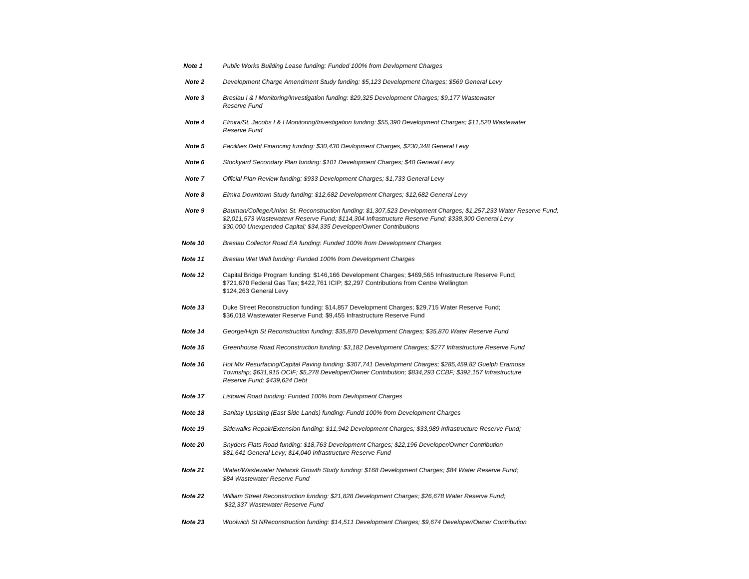| | |
|---|---|
| ***Note 1*** | *Public Works Building Lease funding: Funded 100% from Devlopment Charges* |
| ***Note 2*** | *Development Charge Amendment Study funding: $5,123 Development Charges; $569 General Levy* |
| ***Note 3*** | *Breslau I & I Monitoring/Investigation funding: $29,325 Development Charges; $9,177 Wastewater Reserve Fund* |
| ***Note 4*** | *Elmira/St. Jacobs I & I Monitoring/Investigation funding: $55,390 Development Charges; $11,520 Wastewater Reserve Fund* |
| ***Note 5*** | *Facilities Debt Financing funding: $30,430 Devlopment Charges, $230,348 General Levy* |
| ***Note 6*** | *Stockyard Secondary Plan funding: $101 Development Charges; $40 General Levy* |
| ***Note 7*** | *Official Plan Review funding: $933 Development Charges; $1,733 General Levy* |
| ***Note 8*** | *Elmira Downtown Study funding: $12,682 Development Charges; $12,682 General Levy* |
| ***Note 9*** | *Bauman/College/Union St. Reconstruction funding: $1,307,523 Development Charges; $1,257,233 Water Reserve Fund; $2,011,573 Wastewatewr Reserve Fund; $114,304 Infrastructure Reserve Fund; $338,300 General Levy $30,000 Unexpended Capital; $34,335 Developer/Owner Contributions* |
| ***Note 10*** | *Breslau Collector Road EA funding: Funded 100% from Development Charges* |
| ***Note 11*** | *Breslau Wet Well funding: Funded 100% from Development Charges* |
| ***Note 12*** | Capital Bridge Program funding: $146,166 Development Charges; $469,565 Infrastructure Reserve Fund; $721,670 Federal Gas Tax; $422,761 ICIP; $2,297 Contributions from Centre Wellington $124,263 General Levy |
| ***Note 13*** | Duke Street Reconstruction funding: $14,857 Development Charges; $29,715 Water Reserve Fund; $36,018 Wastewater Reserve Fund; $9,455 Infrastructure Reserve Fund |
| ***Note 14*** | *George/High St Reconstruction funding: $35,870 Development Charges; $35,870 Water Reserve Fund* |
| ***Note 15*** | *Greenhouse Road Reconstruction funding: $3,182 Development Charges; $277 Infrastructure Reserve Fund* |
| ***Note 16*** | *Hot Mix Resurfacing/Capital Paving funding: $307,741 Development Charges; $285,459.82 Guelph Eramosa Township; $631,915 OCIF; $5,278 Developer/Owner Contribution; $834,293 CCBF; $392,157 Infrastructure Reserve Fund; $439,624 Debt* |
| ***Note 17*** | *Listowel Road funding: Funded 100% from Devlopment Charges* |
| ***Note 18*** | *Sanitay Upsizing (East Side Lands) funding: Fundd 100% from Development Charges* |
| ***Note 19*** | *Sidewalks Repair/Extension funding: $11,942 Development Charges; $33,989 Infrastructure Reserve Fund;* |
| ***Note 20*** | *Snyders Flats Road funding: $18,763 Development Charges; $22,196 Developer/Owner Contribution $81,641 General Levy; $14,040 Infrastructure Reserve Fund* |
| ***Note 21*** | *Water/Wastewater Network Growth Study funding: $168 Development Charges; $84 Water Reserve Fund; $84 Wastewater Reserve Fund* |
| ***Note 22*** | *William Street Reconstruction funding: $21,828 Development Charges; $26,678 Water Reserve Fund; $32,337 Wastewater Reserve Fund* |
| ***Note 23*** | *Woolwich St NReconstruction funding: $14,511 Development Charges; $9,674 Developer/Owner Contribution* |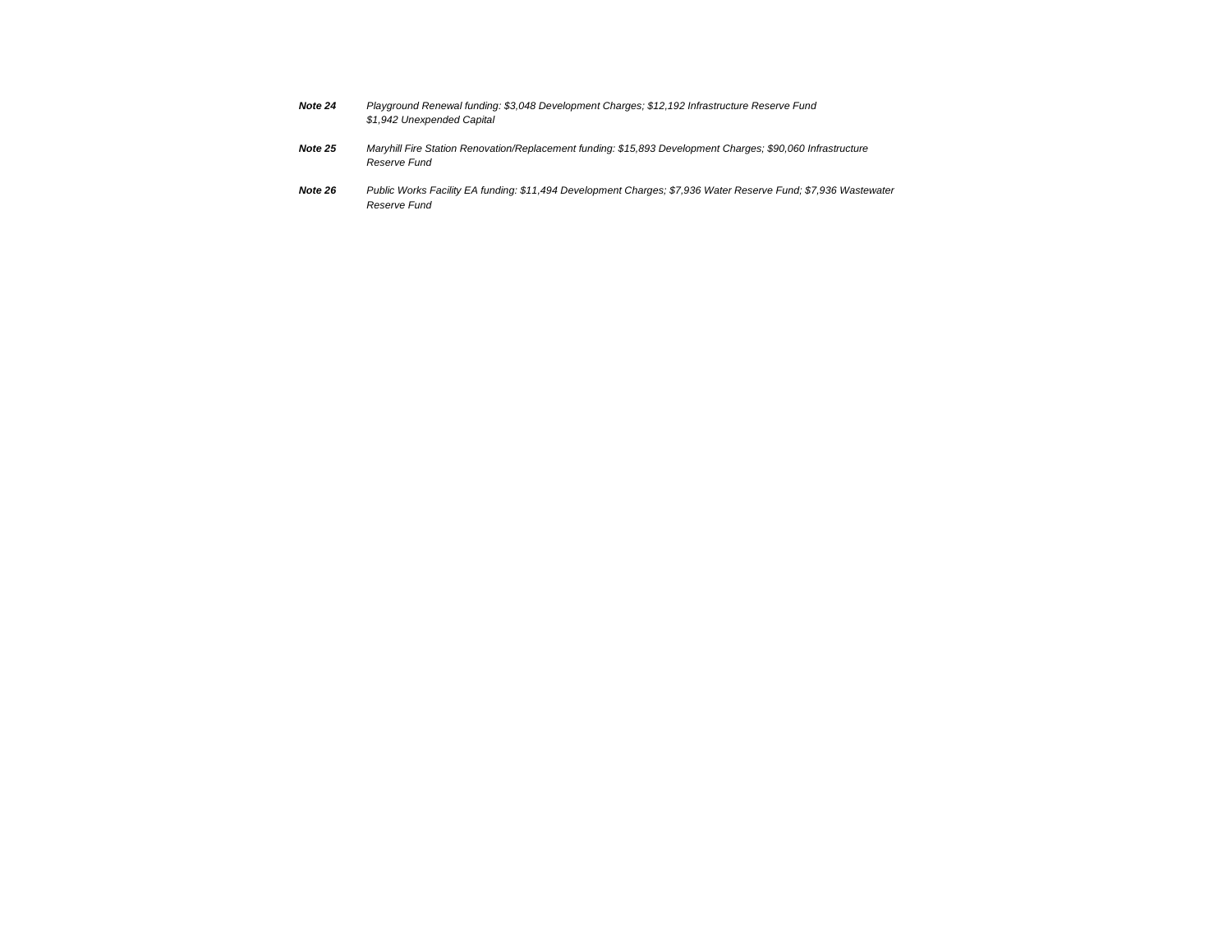***Note 24*** *Playground Renewal funding: $3,048 Development Charges; $12,192 Infrastructure Reserve Fund $1,942 Unexpended Capital*

***Note 25*** *Maryhill Fire Station Renovation/Replacement funding: $15,893 Development Charges; $90,060 Infrastructure Reserve Fund*

***Note 26*** *Public Works Facility EA funding: $11,494 Development Charges; $7,936 Water Reserve Fund; $7,936 Wastewater Reserve Fund*